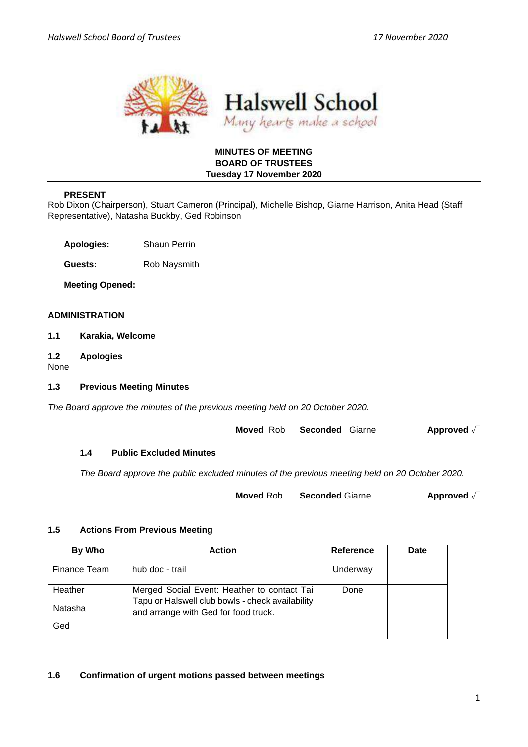**Halswell School**

*Many hearts make a school*

**MINUTES OF MEETING**
**BOARD OF TRUSTEES**
**Tuesday 17 November 2020**

**PRESENT**

Rob Dixon (Chairperson), Stuart Cameron (Principal), Michelle Bishop, Giarne Harrison, Anita Head (Staff Representative), Natasha Buckby, Ged Robinson

**Apologies:** Shaun Perrin

**Guests:** Rob Naysmith

**Meeting Opened:**

## ADMINISTRATION

### 1.1 Karakia, Welcome

### 1.2 Apologies

None

### 1.3 Previous Meeting Minutes

*The Board approve the minutes of the previous meeting held on 20 October 2020.*

**Moved** Rob **Seconded** Giarne **Approved** √

### 1.4 Public Excluded Minutes

*The Board approve the public excluded minutes of the previous meeting held on 20 October 2020.*

**Moved** Rob **Seconded** Giarne **Approved** √

### 1.5 Actions From Previous Meeting

| By Who | Action | Reference | Date |
| --- | --- | --- | --- |
| Finance Team | hub doc - trail | Underway | |
| Heather<br>Natasha<br>Ged | Merged Social Event: Heather to contact Tai Tapu or Halswell club bowls - check availability and arrange with Ged for food truck. | Done | |

### 1.6 Confirmation of urgent motions passed between meetings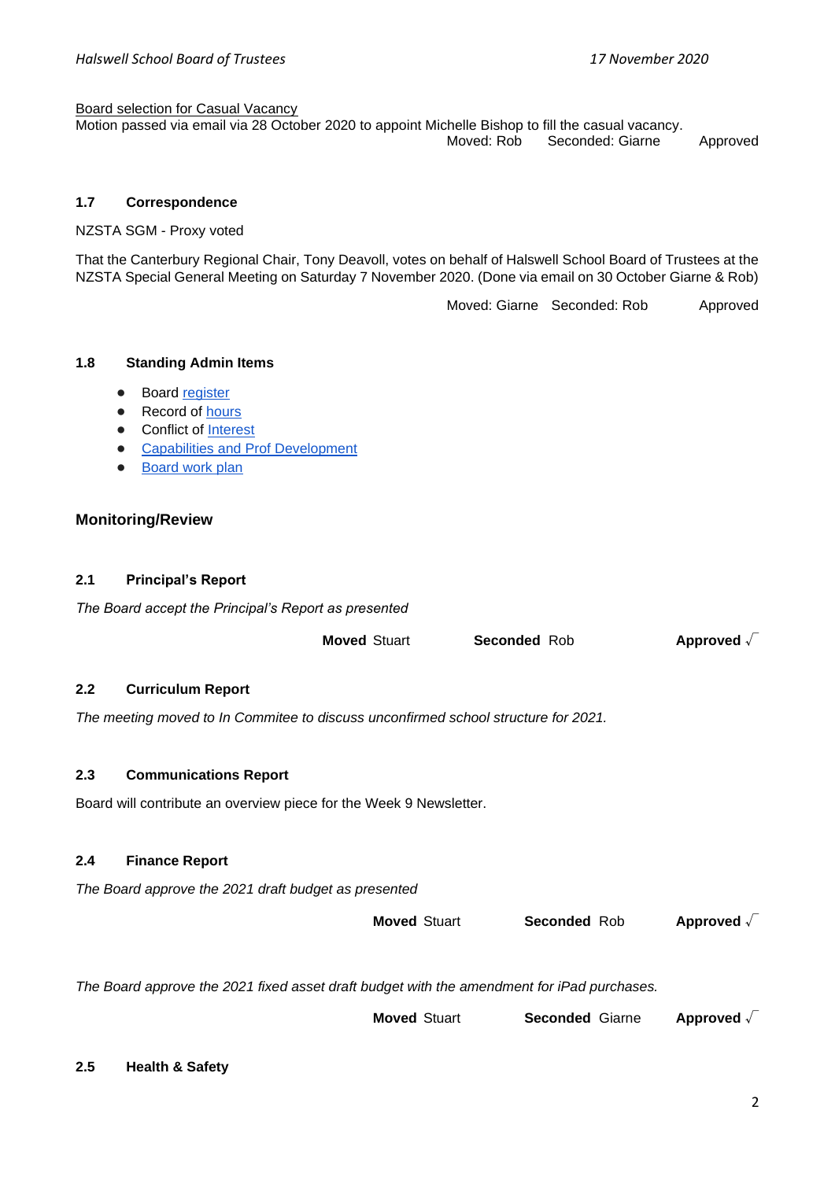Board selection for Casual Vacancy

Motion passed via email via 28 October 2020 to appoint Michelle Bishop to fill the casual vacancy.

Moved: Rob    Seconded: Giarne    Approved

### 1.7 Correspondence

NZSTA SGM - Proxy voted

That the Canterbury Regional Chair, Tony Deavoll, votes on behalf of Halswell School Board of Trustees at the NZSTA Special General Meeting on Saturday 7 November 2020. (Done via email on 30 October Giarne & Rob)

Moved: Giarne    Seconded: Rob    Approved

### 1.8 Standing Admin Items

- Board register
- Record of hours
- Conflict of Interest
- Capabilities and Prof Development
- Board work plan

## Monitoring/Review

### 2.1 Principal's Report

*The Board accept the Principal's Report as presented*

**Moved** Stuart    **Seconded** Rob    **Approved** √

### 2.2 Curriculum Report

*The meeting moved to In Commitee to discuss unconfirmed school structure for 2021.*

### 2.3 Communications Report

Board will contribute an overview piece for the Week 9 Newsletter.

### 2.4 Finance Report

*The Board approve the 2021 draft budget as presented*

**Moved** Stuart    **Seconded** Rob    **Approved** √

*The Board approve the 2021 fixed asset draft budget with the amendment for iPad purchases.*

**Moved** Stuart    **Seconded** Giarne    **Approved** √

### 2.5 Health & Safety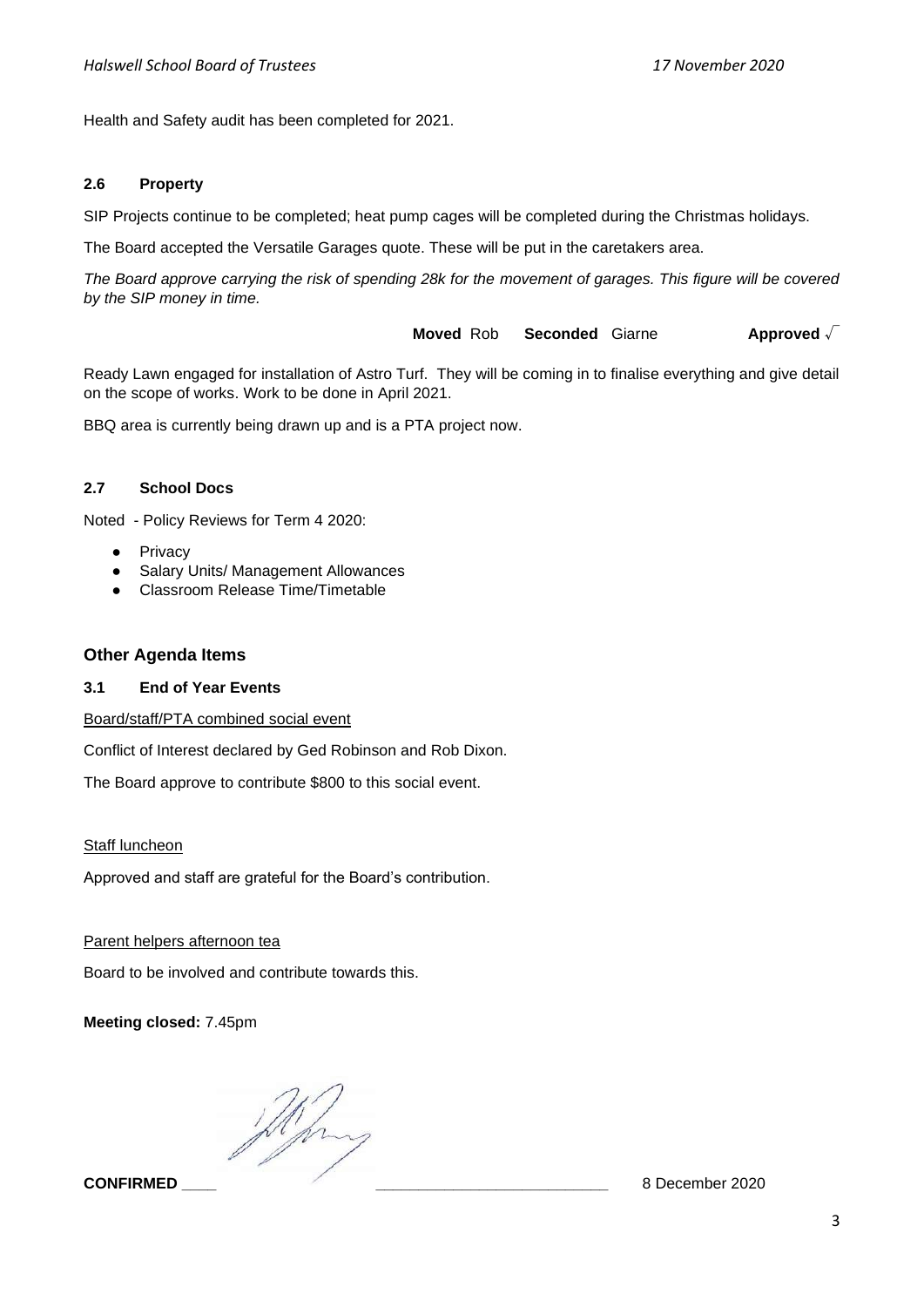Health and Safety audit has been completed for 2021.

### 2.6 Property

SIP Projects continue to be completed; heat pump cages will be completed during the Christmas holidays.

The Board accepted the Versatile Garages quote. These will be put in the caretakers area.

*The Board approve carrying the risk of spending 28k for the movement of garages. This figure will be covered by the SIP money in time.*

**Moved** Rob **Seconded** Giarne **Approved** √

Ready Lawn engaged for installation of Astro Turf. They will be coming in to finalise everything and give detail on the scope of works. Work to be done in April 2021.

BBQ area is currently being drawn up and is a PTA project now.

### 2.7 School Docs

Noted - Policy Reviews for Term 4 2020:

- Privacy
- Salary Units/ Management Allowances
- Classroom Release Time/Timetable

## Other Agenda Items

### 3.1 End of Year Events

Board/staff/PTA combined social event

Conflict of Interest declared by Ged Robinson and Rob Dixon.

The Board approve to contribute $800 to this social event.

Staff luncheon

Approved and staff are grateful for the Board's contribution.

Parent helpers afternoon tea

Board to be involved and contribute towards this.

**Meeting closed:** 7.45pm

**CONFIRMED** ____ ___________________________ 8 December 2020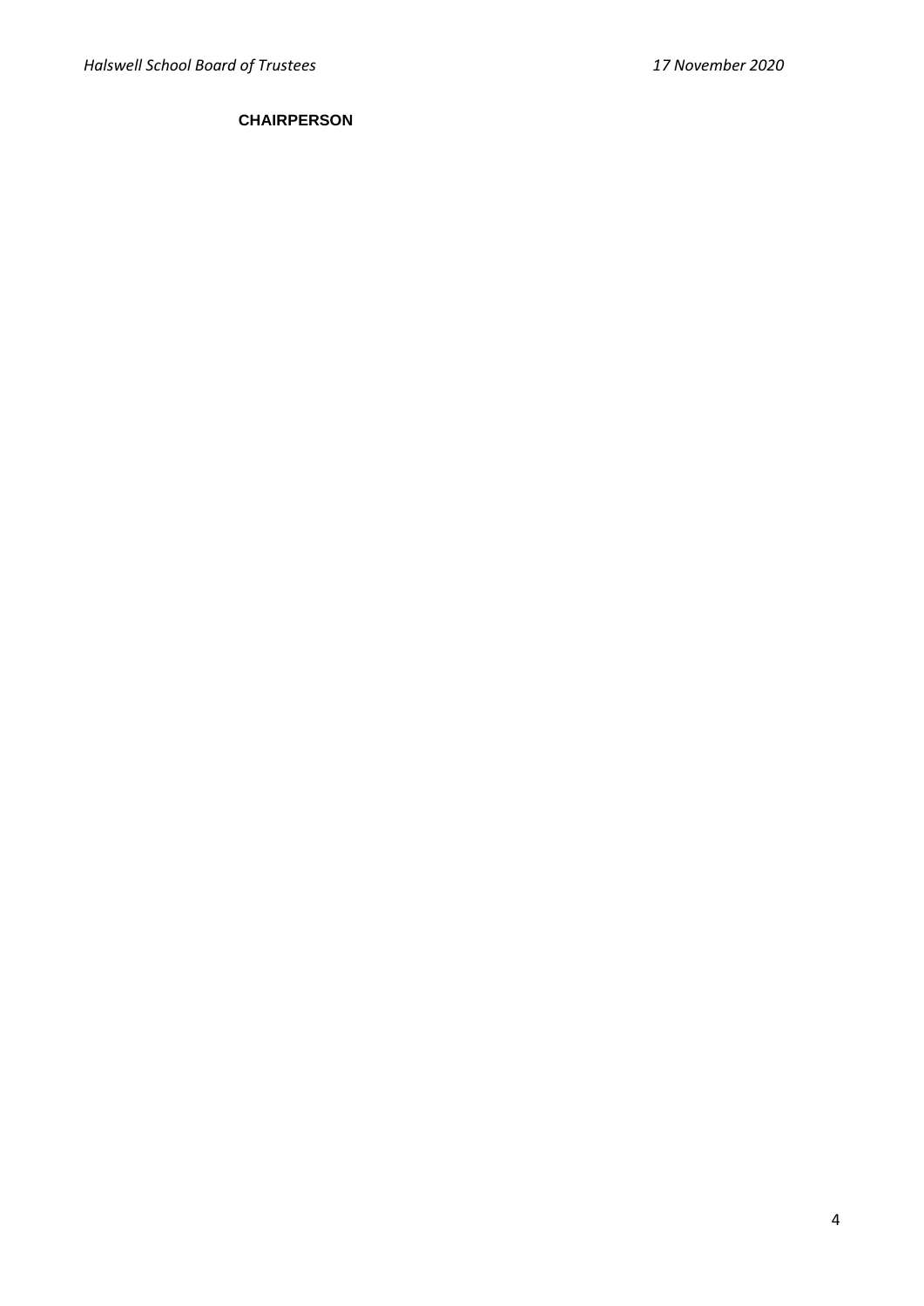**CHAIRPERSON**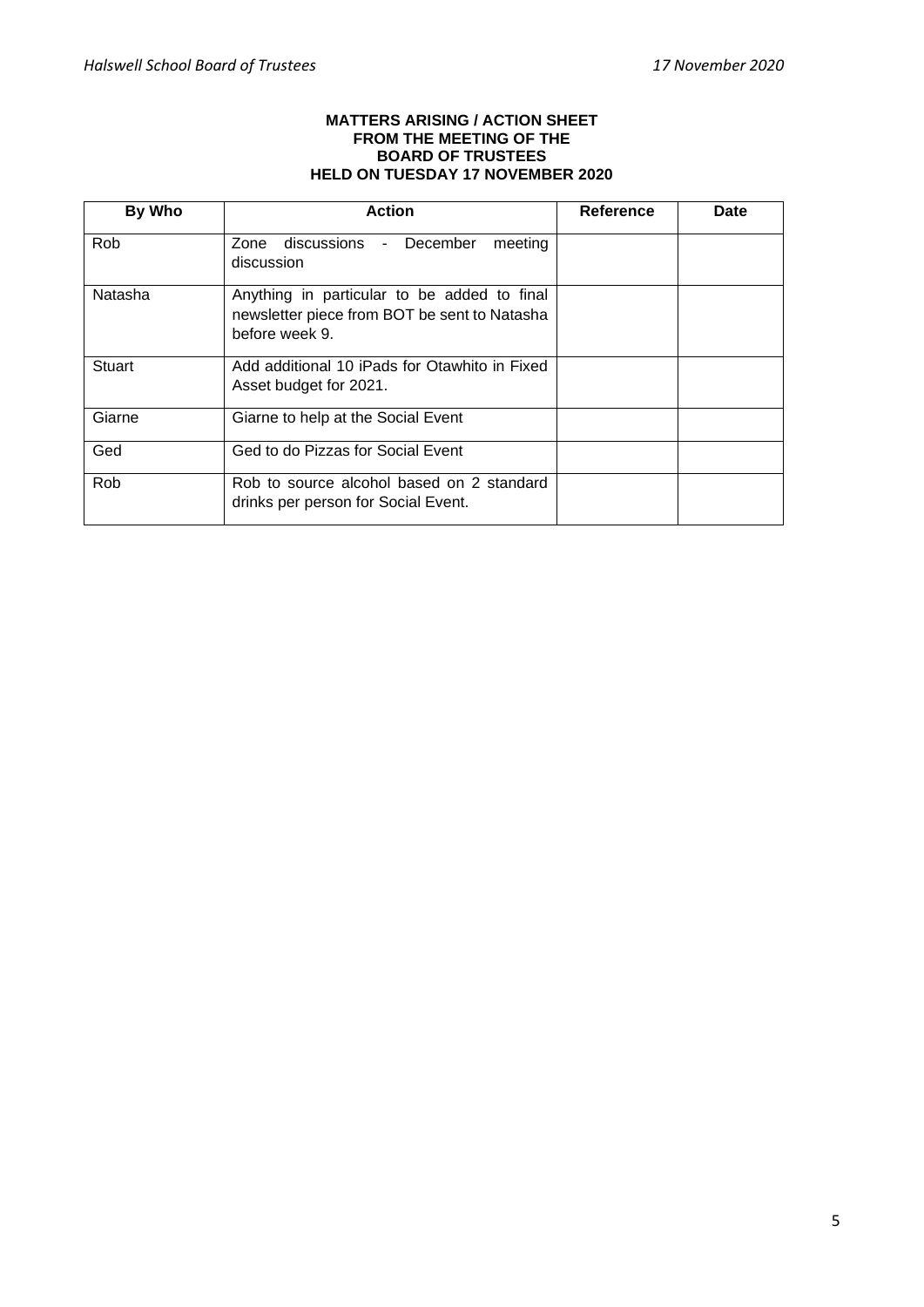**MATTERS ARISING / ACTION SHEET**
**FROM THE MEETING OF THE**
**BOARD OF TRUSTEES**
**HELD ON TUESDAY 17 NOVEMBER 2020**

| By Who | Action | Reference | Date |
|---|---|---|---|
| Rob | Zone discussions - December meeting discussion | | |
| Natasha | Anything in particular to be added to final newsletter piece from BOT be sent to Natasha before week 9. | | |
| Stuart | Add additional 10 iPads for Otawhito in Fixed Asset budget for 2021. | | |
| Giarne | Giarne to help at the Social Event | | |
| Ged | Ged to do Pizzas for Social Event | | |
| Rob | Rob to source alcohol based on 2 standard drinks per person for Social Event. | | |